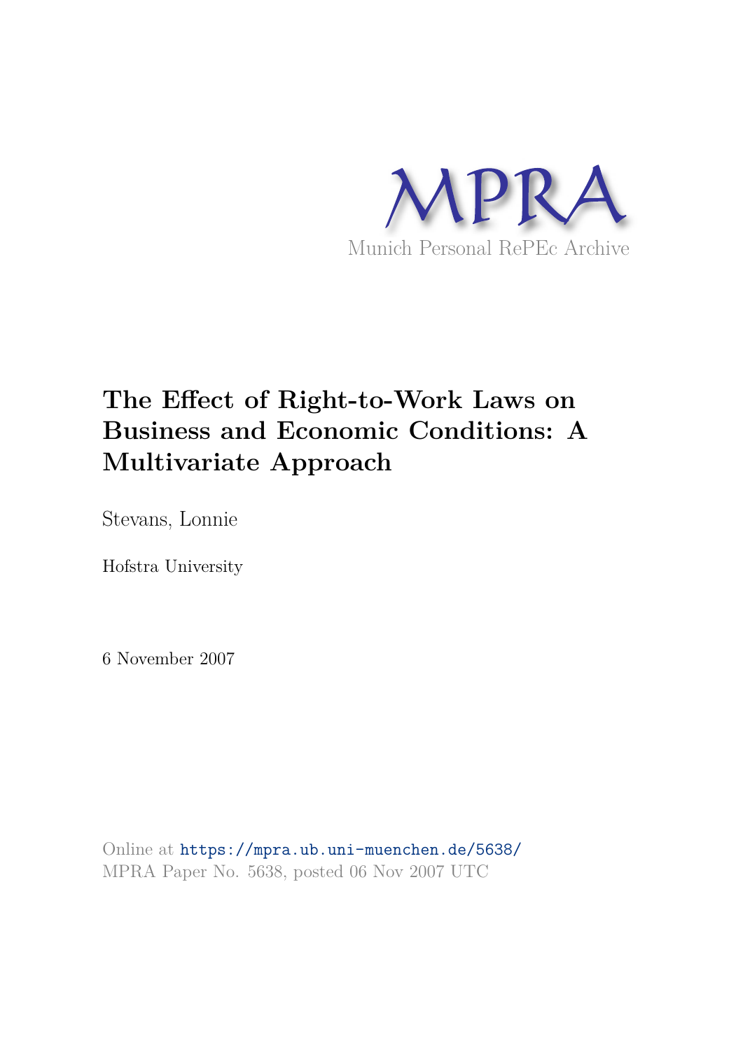MPRA

Munich Personal RePEc Archive

# The Effect of Right-to-Work Laws on Business and Economic Conditions: A Multivariate Approach

Stevans, Lonnie

Hofstra University

6 November 2007

Online at https://mpra.ub.uni-muenchen.de/5638/
MPRA Paper No. 5638, posted 06 Nov 2007 UTC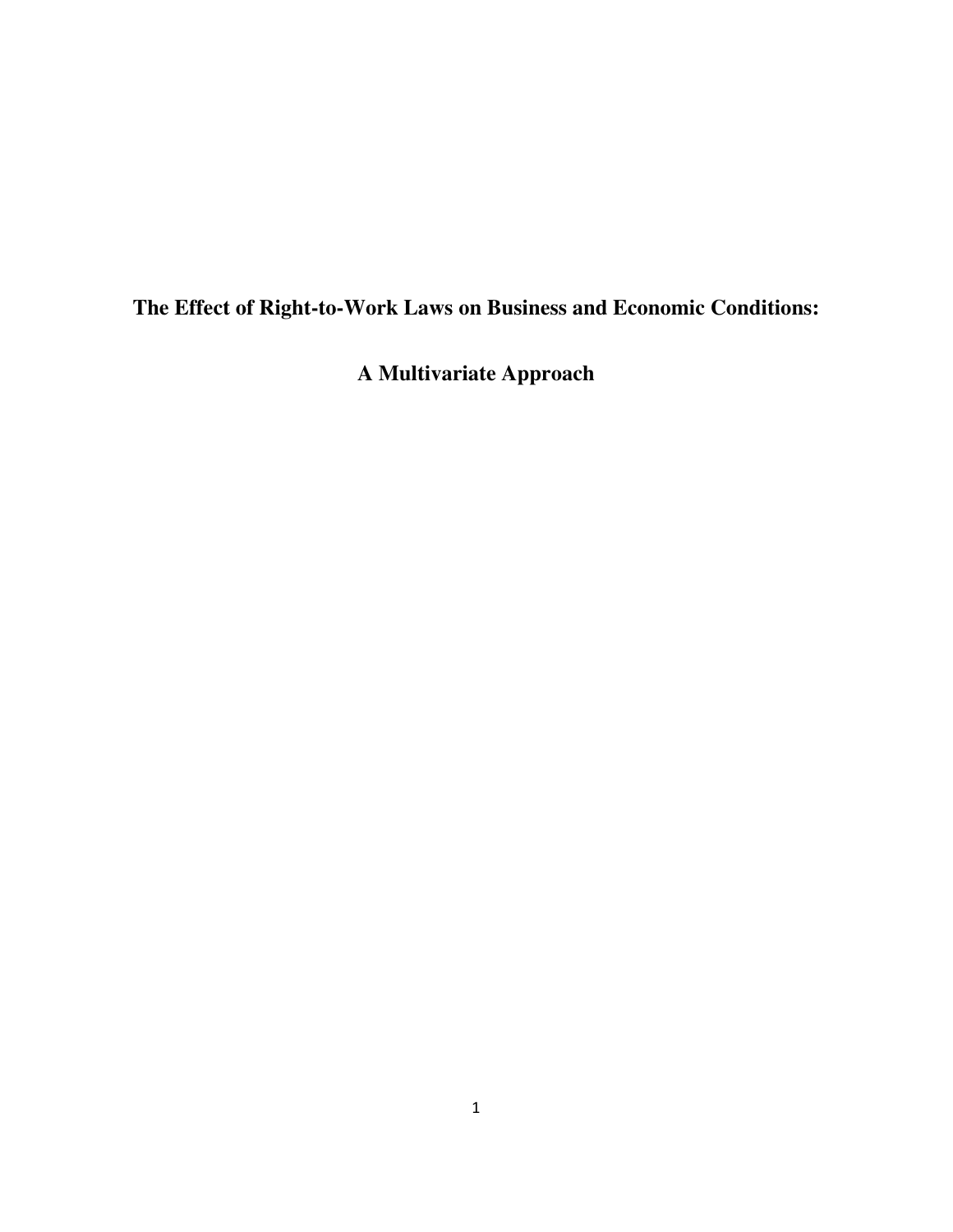# The Effect of Right-to-Work Laws on Business and Economic Conditions:

# A Multivariate Approach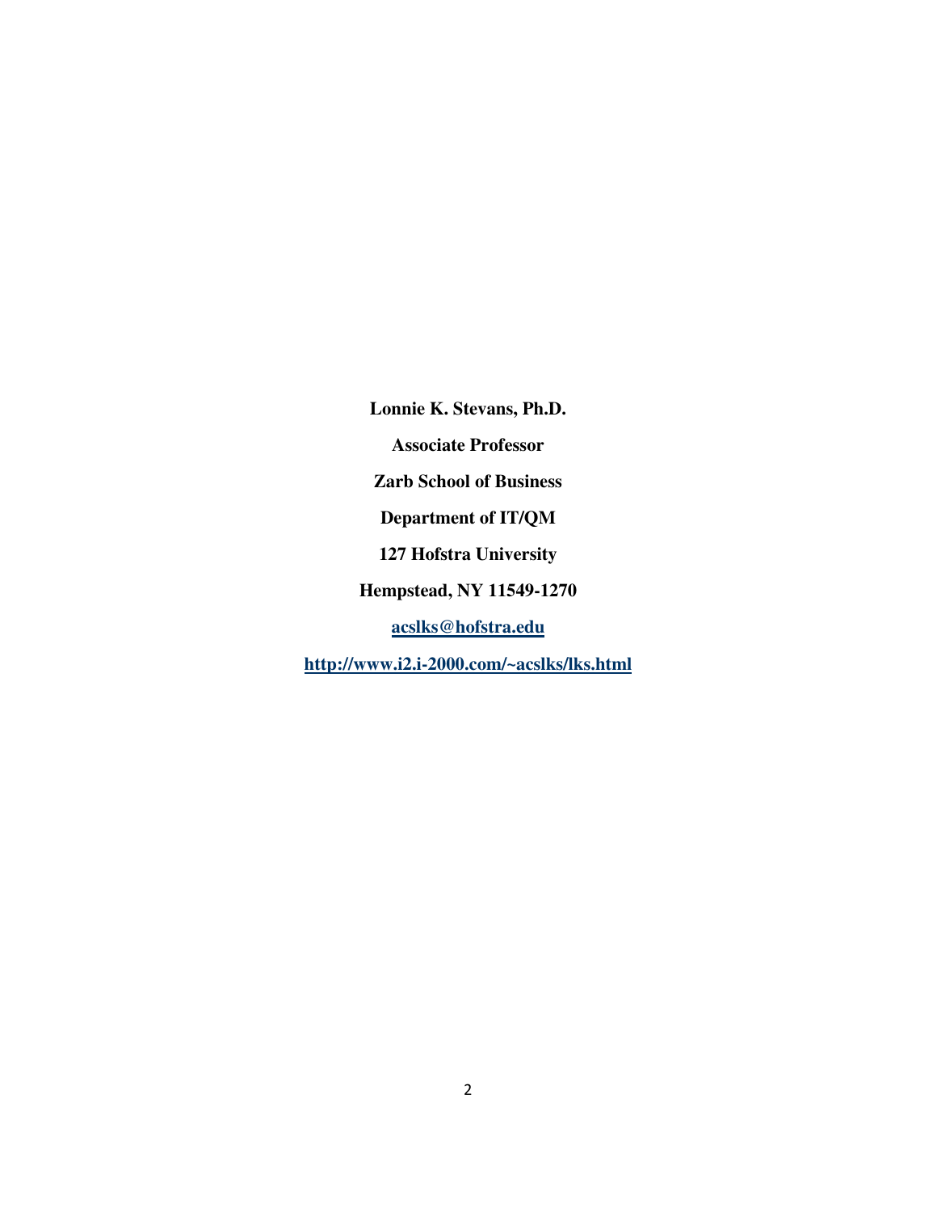**Lonnie K. Stevans, Ph.D.**

**Associate Professor**

**Zarb School of Business**

**Department of IT/QM**

**127 Hofstra University**

**Hempstead, NY 11549-1270**

**[acslks@hofstra.edu](mailto:acslks@hofstra.edu)**

**[http://www.i2.i-2000.com/~acslks/lks.html](http://www.i2.i-2000.com/~acslks/lks.html)**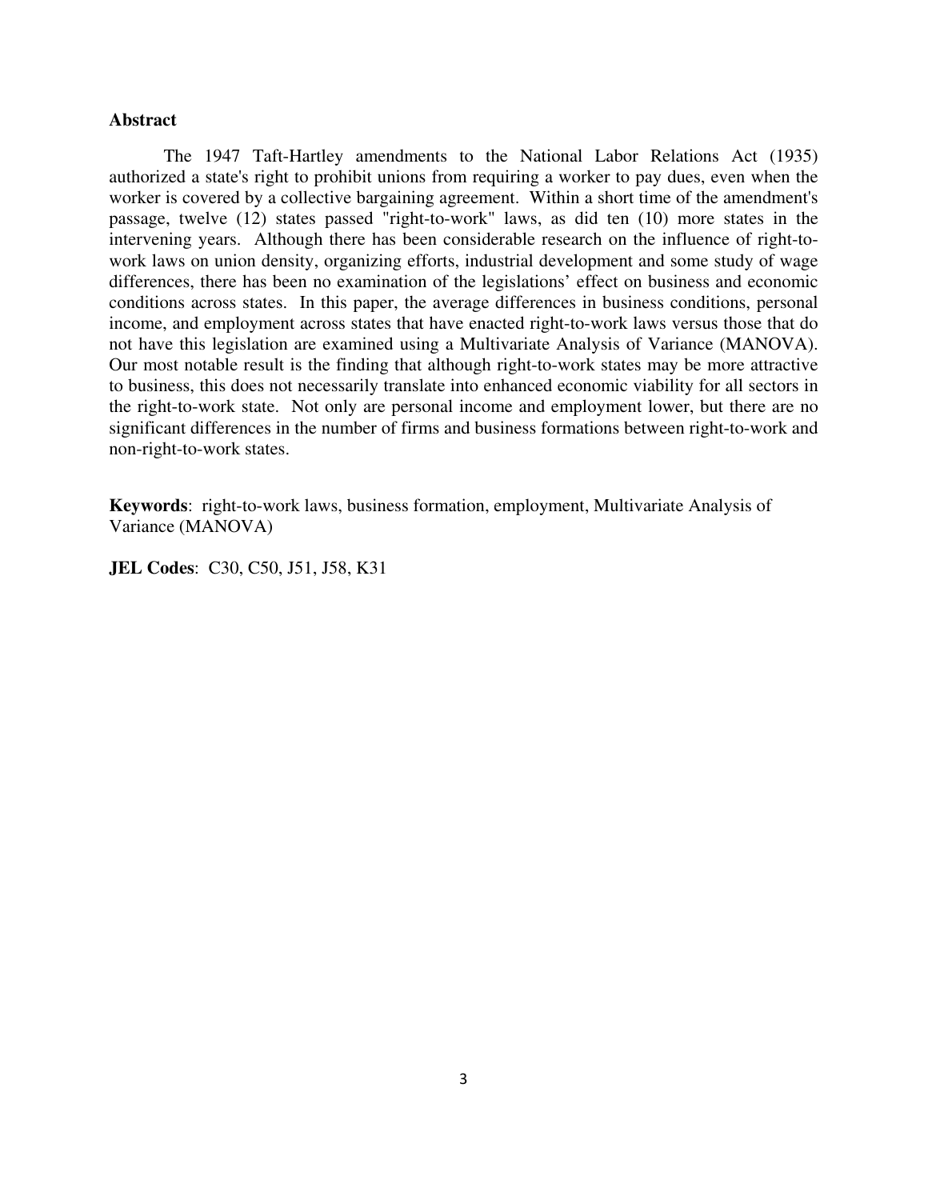**Abstract**

The 1947 Taft-Hartley amendments to the National Labor Relations Act (1935) authorized a state's right to prohibit unions from requiring a worker to pay dues, even when the worker is covered by a collective bargaining agreement. Within a short time of the amendment's passage, twelve (12) states passed "right-to-work" laws, as did ten (10) more states in the intervening years. Although there has been considerable research on the influence of right-to-work laws on union density, organizing efforts, industrial development and some study of wage differences, there has been no examination of the legislations' effect on business and economic conditions across states. In this paper, the average differences in business conditions, personal income, and employment across states that have enacted right-to-work laws versus those that do not have this legislation are examined using a Multivariate Analysis of Variance (MANOVA). Our most notable result is the finding that although right-to-work states may be more attractive to business, this does not necessarily translate into enhanced economic viability for all sectors in the right-to-work state. Not only are personal income and employment lower, but there are no significant differences in the number of firms and business formations between right-to-work and non-right-to-work states.

**Keywords**: right-to-work laws, business formation, employment, Multivariate Analysis of Variance (MANOVA)

**JEL Codes**: C30, C50, J51, J58, K31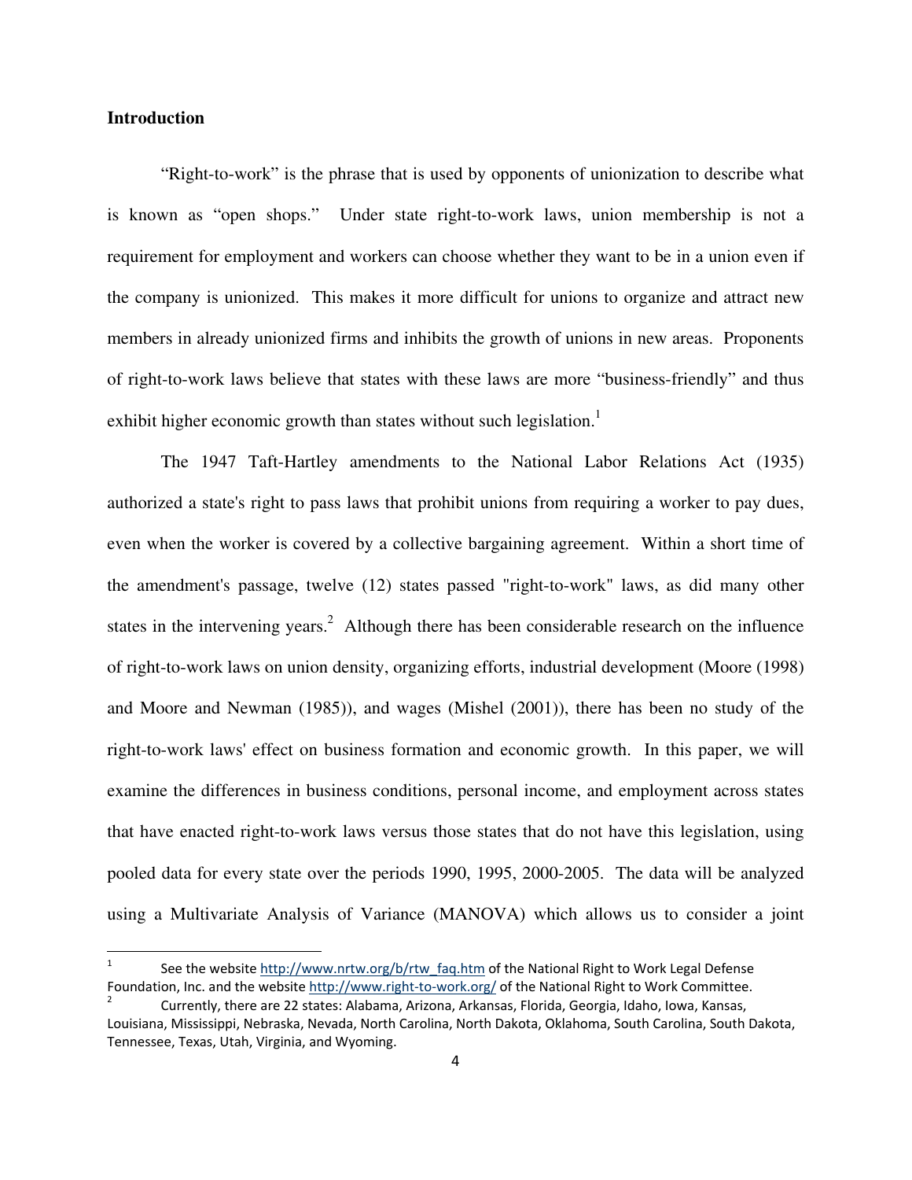**Introduction**

"Right-to-work" is the phrase that is used by opponents of unionization to describe what is known as "open shops." Under state right-to-work laws, union membership is not a requirement for employment and workers can choose whether they want to be in a union even if the company is unionized. This makes it more difficult for unions to organize and attract new members in already unionized firms and inhibits the growth of unions in new areas. Proponents of right-to-work laws believe that states with these laws are more "business-friendly" and thus exhibit higher economic growth than states without such legislation.[1]

The 1947 Taft-Hartley amendments to the National Labor Relations Act (1935) authorized a state's right to pass laws that prohibit unions from requiring a worker to pay dues, even when the worker is covered by a collective bargaining agreement. Within a short time of the amendment's passage, twelve (12) states passed "right-to-work" laws, as did many other states in the intervening years.[2] Although there has been considerable research on the influence of right-to-work laws on union density, organizing efforts, industrial development (Moore (1998) and Moore and Newman (1985)), and wages (Mishel (2001)), there has been no study of the right-to-work laws' effect on business formation and economic growth. In this paper, we will examine the differences in business conditions, personal income, and employment across states that have enacted right-to-work laws versus those states that do not have this legislation, using pooled data for every state over the periods 1990, 1995, 2000-2005. The data will be analyzed using a Multivariate Analysis of Variance (MANOVA) which allows us to consider a joint

---

[1] See the website http://www.nrtw.org/b/rtw_faq.htm of the National Right to Work Legal Defense Foundation, Inc. and the website http://www.right-to-work.org/ of the National Right to Work Committee.

[2] Currently, there are 22 states: Alabama, Arizona, Arkansas, Florida, Georgia, Idaho, Iowa, Kansas, Louisiana, Mississippi, Nebraska, Nevada, North Carolina, North Dakota, Oklahoma, South Carolina, South Dakota, Tennessee, Texas, Utah, Virginia, and Wyoming.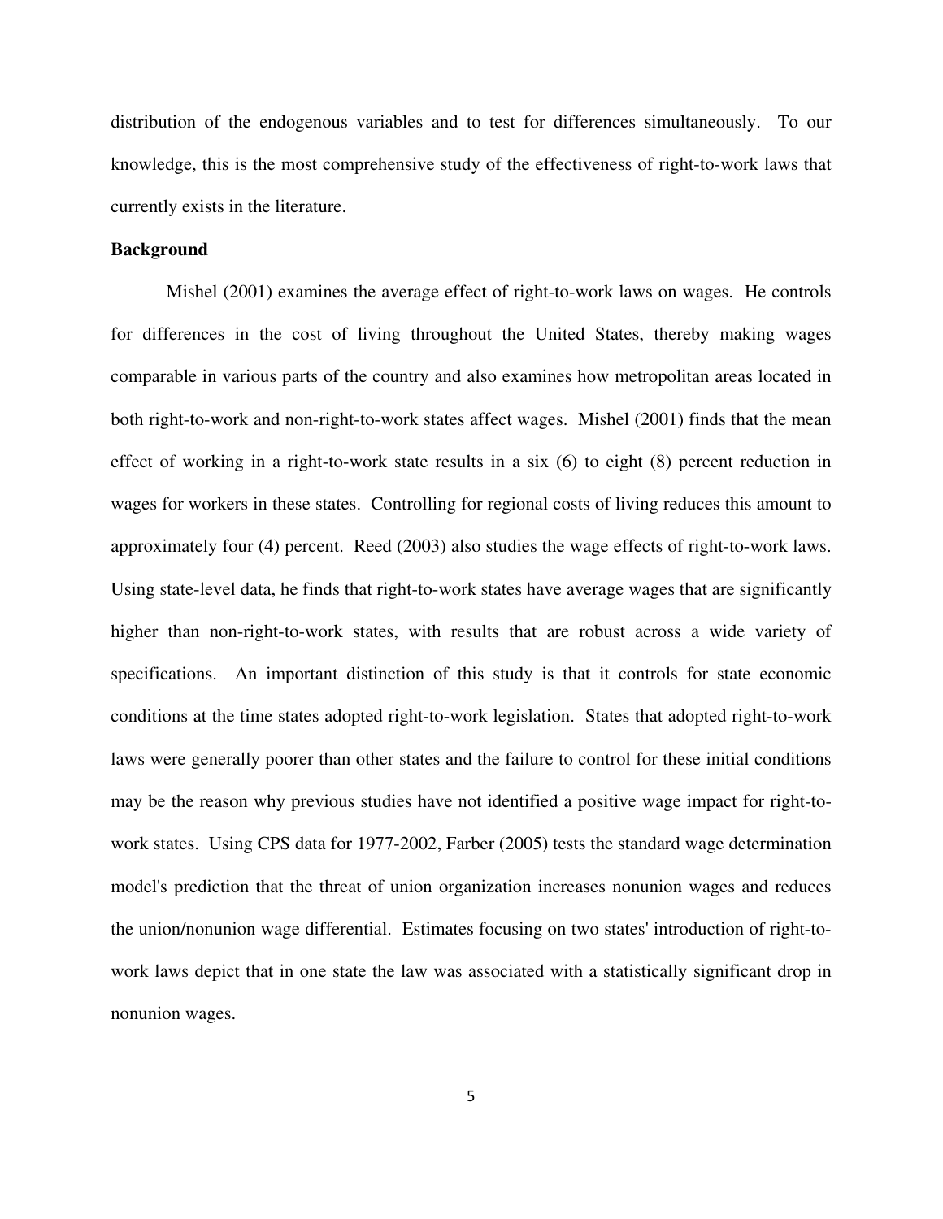distribution of the endogenous variables and to test for differences simultaneously. To our knowledge, this is the most comprehensive study of the effectiveness of right-to-work laws that currently exists in the literature.

**Background**

Mishel (2001) examines the average effect of right-to-work laws on wages. He controls for differences in the cost of living throughout the United States, thereby making wages comparable in various parts of the country and also examines how metropolitan areas located in both right-to-work and non-right-to-work states affect wages. Mishel (2001) finds that the mean effect of working in a right-to-work state results in a six (6) to eight (8) percent reduction in wages for workers in these states. Controlling for regional costs of living reduces this amount to approximately four (4) percent. Reed (2003) also studies the wage effects of right-to-work laws. Using state-level data, he finds that right-to-work states have average wages that are significantly higher than non-right-to-work states, with results that are robust across a wide variety of specifications. An important distinction of this study is that it controls for state economic conditions at the time states adopted right-to-work legislation. States that adopted right-to-work laws were generally poorer than other states and the failure to control for these initial conditions may be the reason why previous studies have not identified a positive wage impact for right-to-work states. Using CPS data for 1977-2002, Farber (2005) tests the standard wage determination model's prediction that the threat of union organization increases nonunion wages and reduces the union/nonunion wage differential. Estimates focusing on two states' introduction of right-to-work laws depict that in one state the law was associated with a statistically significant drop in nonunion wages.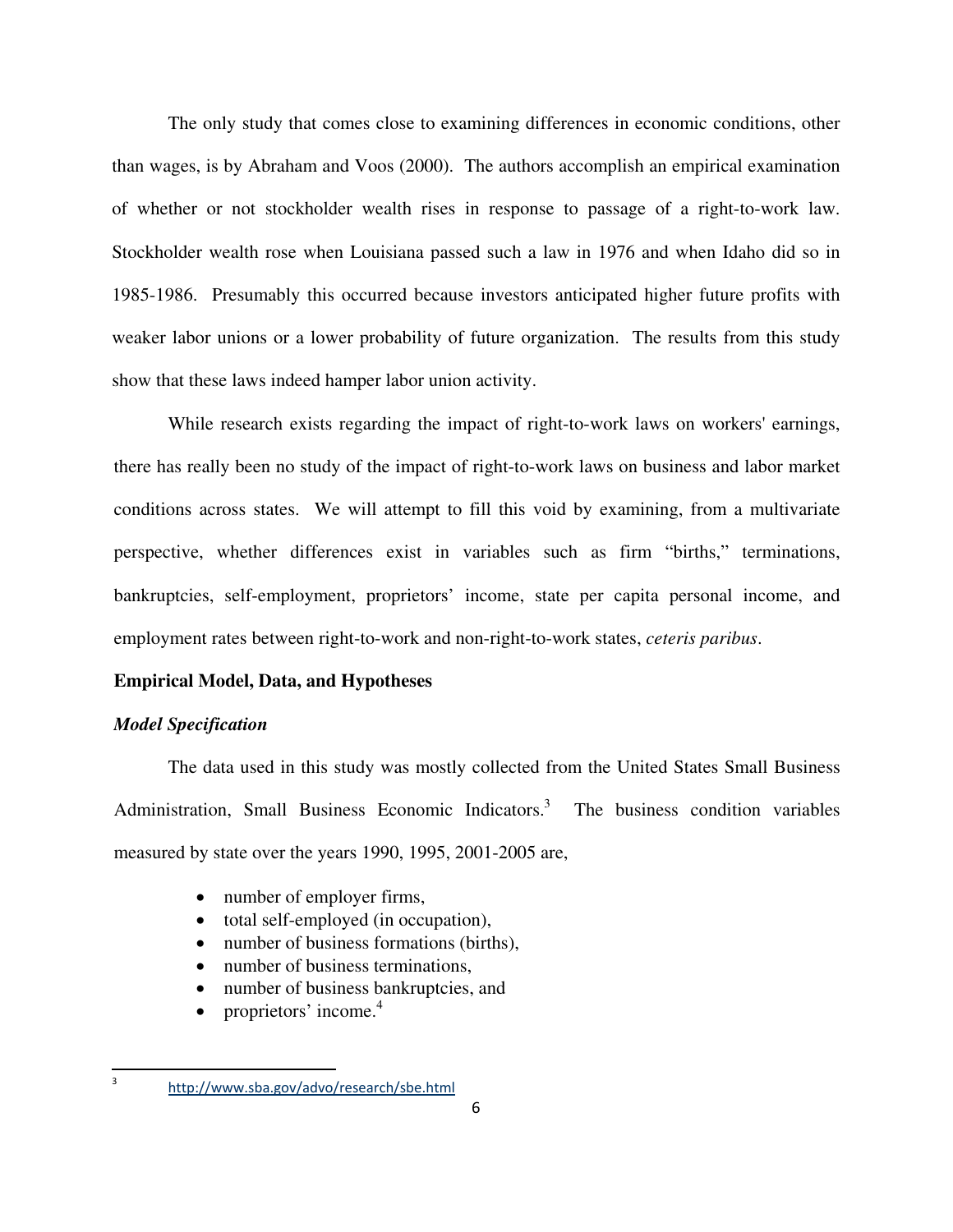The only study that comes close to examining differences in economic conditions, other than wages, is by Abraham and Voos (2000). The authors accomplish an empirical examination of whether or not stockholder wealth rises in response to passage of a right-to-work law. Stockholder wealth rose when Louisiana passed such a law in 1976 and when Idaho did so in 1985-1986. Presumably this occurred because investors anticipated higher future profits with weaker labor unions or a lower probability of future organization. The results from this study show that these laws indeed hamper labor union activity.

While research exists regarding the impact of right-to-work laws on workers' earnings, there has really been no study of the impact of right-to-work laws on business and labor market conditions across states. We will attempt to fill this void by examining, from a multivariate perspective, whether differences exist in variables such as firm "births," terminations, bankruptcies, self-employment, proprietors' income, state per capita personal income, and employment rates between right-to-work and non-right-to-work states, *ceteris paribus*.

## Empirical Model, Data, and Hypotheses

### *Model Specification*

The data used in this study was mostly collected from the United States Small Business Administration, Small Business Economic Indicators.[3] The business condition variables measured by state over the years 1990, 1995, 2001-2005 are,

- number of employer firms,
- total self-employed (in occupation),
- number of business formations (births),
- number of business terminations,
- number of business bankruptcies, and
- proprietors' income.[4]

[3] http://www.sba.gov/advo/research/sbe.html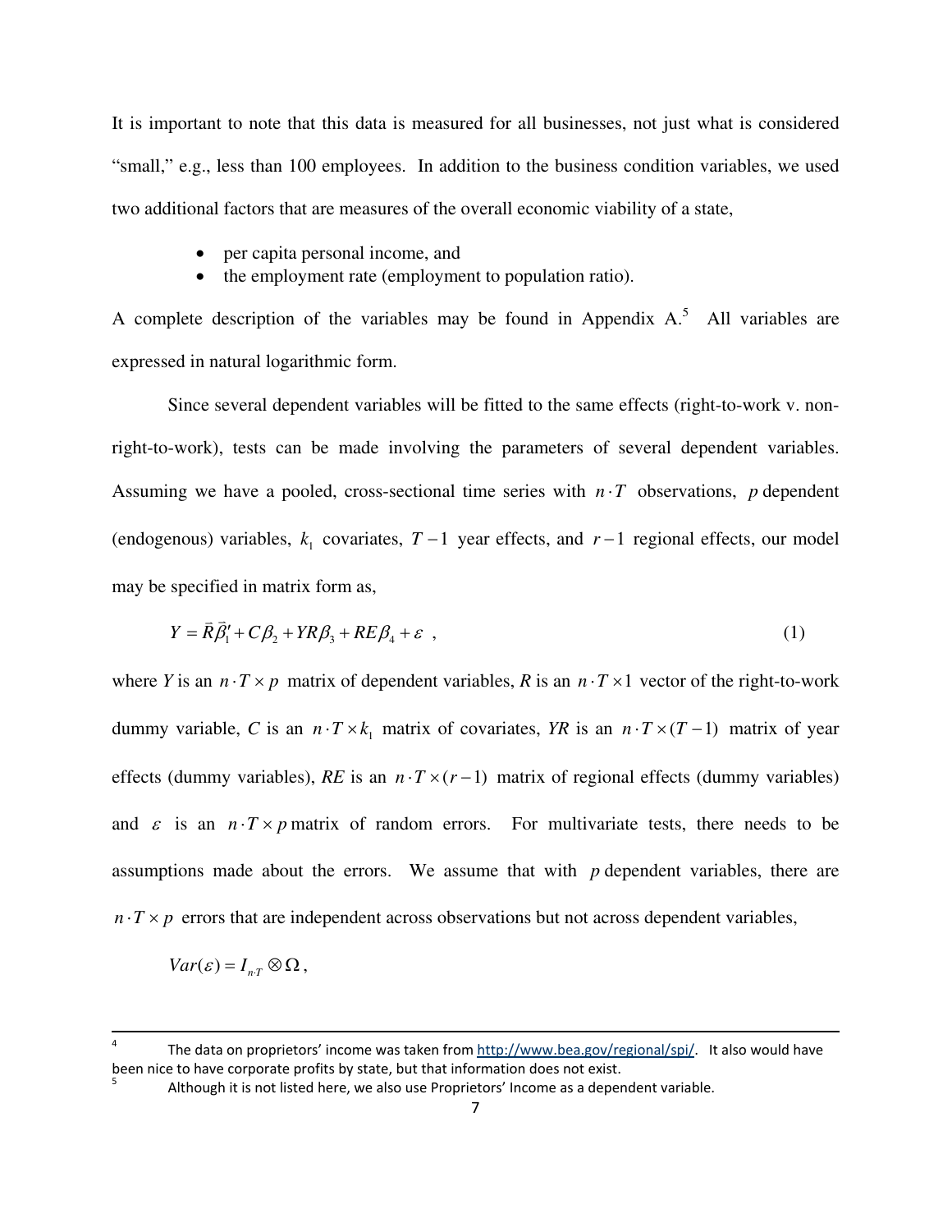It is important to note that this data is measured for all businesses, not just what is considered "small," e.g., less than 100 employees. In addition to the business condition variables, we used two additional factors that are measures of the overall economic viability of a state,

- per capita personal income, and
- the employment rate (employment to population ratio).

A complete description of the variables may be found in Appendix A.[5] All variables are expressed in natural logarithmic form.

Since several dependent variables will be fitted to the same effects (right-to-work v. non-right-to-work), tests can be made involving the parameters of several dependent variables. Assuming we have a pooled, cross-sectional time series with $n \cdot T$ observations, $p$ dependent (endogenous) variables, $k_1$ covariates, $T-1$ year effects, and $r-1$ regional effects, our model may be specified in matrix form as,

$$Y = \vec{R}\vec{\beta}_1' + C\beta_2 + YR\beta_3 + RE\beta_4 + \varepsilon \quad , \tag{1}$$

where *Y* is an $n \cdot T \times p$ matrix of dependent variables, *R* is an $n \cdot T \times 1$ vector of the right-to-work dummy variable, *C* is an $n \cdot T \times k_1$ matrix of covariates, *YR* is an $n \cdot T \times (T-1)$ matrix of year effects (dummy variables), *RE* is an $n \cdot T \times (r-1)$ matrix of regional effects (dummy variables) and $\varepsilon$ is an $n \cdot T \times p$ matrix of random errors. For multivariate tests, there needs to be assumptions made about the errors. We assume that with $p$ dependent variables, there are $n \cdot T \times p$ errors that are independent across observations but not across dependent variables,

$$Var(\varepsilon) = I_{n \cdot T} \otimes \Omega \,,$$

---

[4] The data on proprietors' income was taken from http://www.bea.gov/regional/spi/. It also would have been nice to have corporate profits by state, but that information does not exist.

[5] Although it is not listed here, we also use Proprietors' Income as a dependent variable.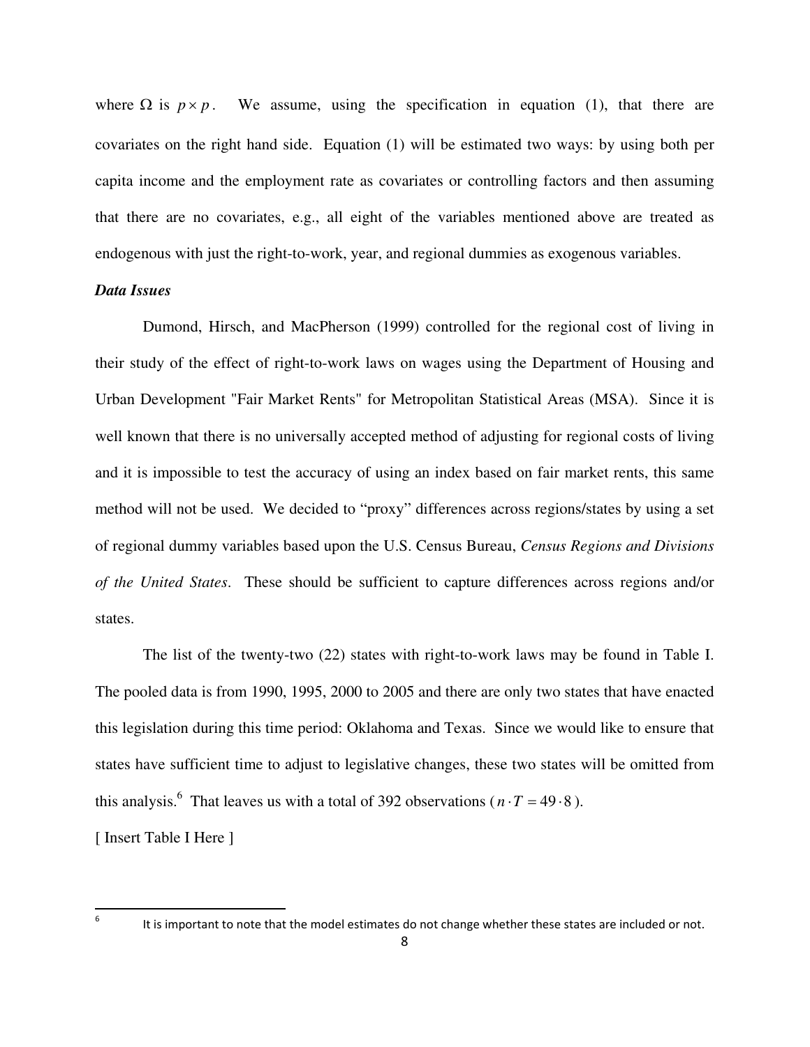where $\Omega$ is $p \times p$. We assume, using the specification in equation (1), that there are covariates on the right hand side. Equation (1) will be estimated two ways: by using both per capita income and the employment rate as covariates or controlling factors and then assuming that there are no covariates, e.g., all eight of the variables mentioned above are treated as endogenous with just the right-to-work, year, and regional dummies as exogenous variables.

***Data Issues***

Dumond, Hirsch, and MacPherson (1999) controlled for the regional cost of living in their study of the effect of right-to-work laws on wages using the Department of Housing and Urban Development "Fair Market Rents" for Metropolitan Statistical Areas (MSA). Since it is well known that there is no universally accepted method of adjusting for regional costs of living and it is impossible to test the accuracy of using an index based on fair market rents, this same method will not be used. We decided to "proxy" differences across regions/states by using a set of regional dummy variables based upon the U.S. Census Bureau, *Census Regions and Divisions of the United States*. These should be sufficient to capture differences across regions and/or states.

The list of the twenty-two (22) states with right-to-work laws may be found in Table I. The pooled data is from 1990, 1995, 2000 to 2005 and there are only two states that have enacted this legislation during this time period: Oklahoma and Texas. Since we would like to ensure that states have sufficient time to adjust to legislative changes, these two states will be omitted from this analysis.[6] That leaves us with a total of 392 observations ($n \cdot T = 49 \cdot 8$).

[ Insert Table I Here ]

[6] It is important to note that the model estimates do not change whether these states are included or not.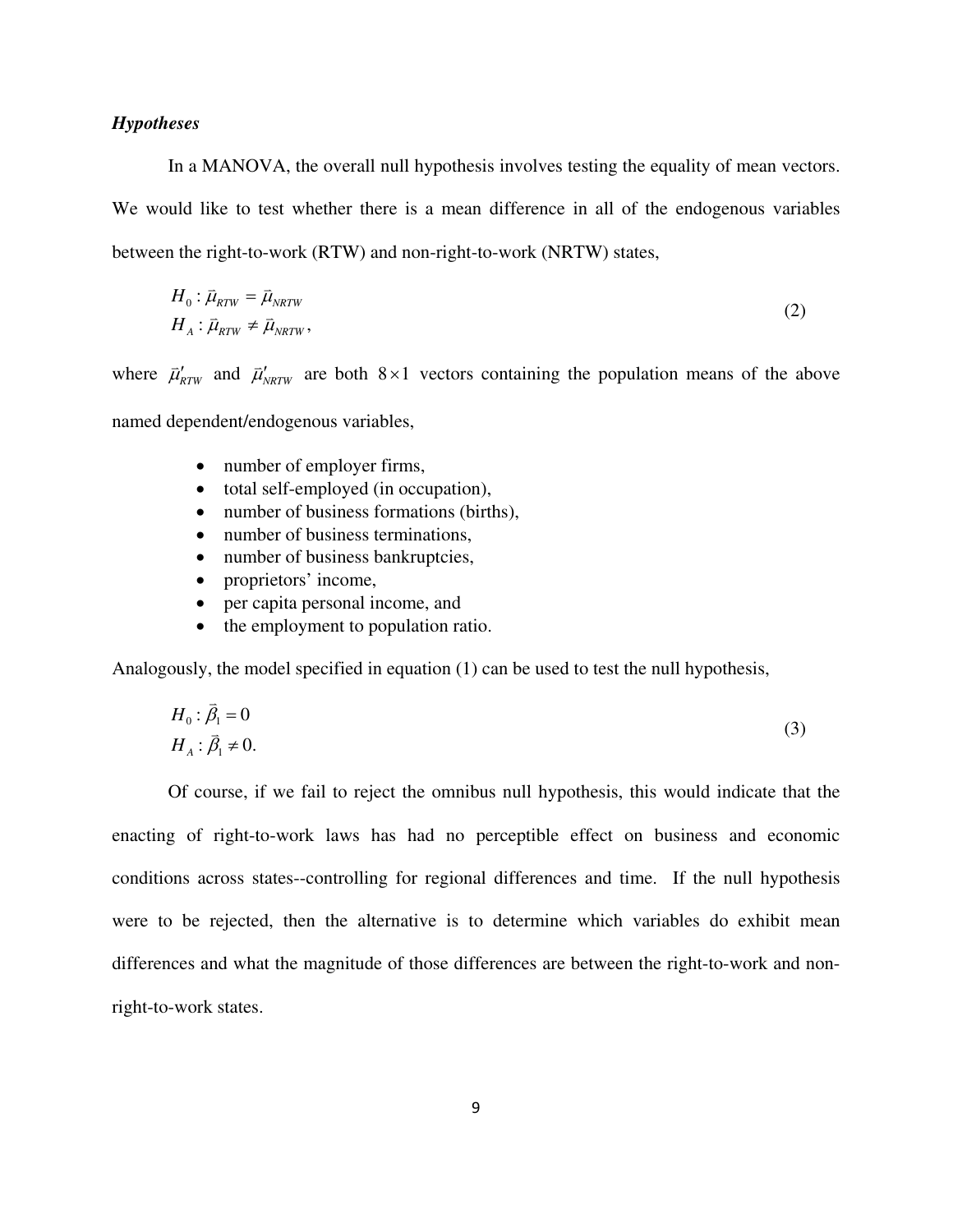### *Hypotheses*

In a MANOVA, the overall null hypothesis involves testing the equality of mean vectors. We would like to test whether there is a mean difference in all of the endogenous variables between the right-to-work (RTW) and non-right-to-work (NRTW) states,

$$
\begin{aligned}
H_0 &: \vec{\mu}_{RTW} = \vec{\mu}_{NRTW} \\
H_A &: \vec{\mu}_{RTW} \neq \vec{\mu}_{NRTW},
\end{aligned}
\tag{2}
$$

where $\vec{\mu}'_{RTW}$ and $\vec{\mu}'_{NRTW}$ are both $8 \times 1$ vectors containing the population means of the above named dependent/endogenous variables,

- number of employer firms,
- total self-employed (in occupation),
- number of business formations (births),
- number of business terminations,
- number of business bankruptcies,
- proprietors' income,
- per capita personal income, and
- the employment to population ratio.

Analogously, the model specified in equation (1) can be used to test the null hypothesis,

$$
\begin{aligned}
H_0 &: \vec{\beta}_1 = 0 \\
H_A &: \vec{\beta}_1 \neq 0.
\end{aligned}
\tag{3}
$$

Of course, if we fail to reject the omnibus null hypothesis, this would indicate that the enacting of right-to-work laws has had no perceptible effect on business and economic conditions across states--controlling for regional differences and time. If the null hypothesis were to be rejected, then the alternative is to determine which variables do exhibit mean differences and what the magnitude of those differences are between the right-to-work and non-right-to-work states.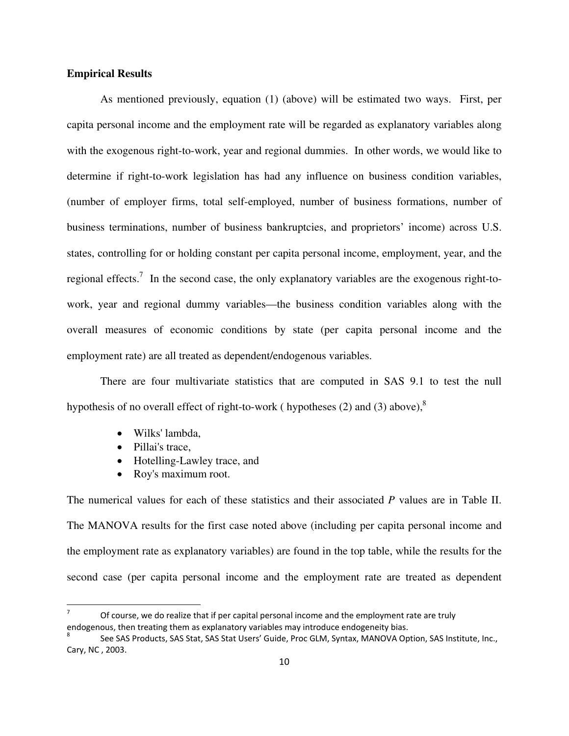**Empirical Results**

As mentioned previously, equation (1) (above) will be estimated two ways. First, per capita personal income and the employment rate will be regarded as explanatory variables along with the exogenous right-to-work, year and regional dummies. In other words, we would like to determine if right-to-work legislation has had any influence on business condition variables, (number of employer firms, total self-employed, number of business formations, number of business terminations, number of business bankruptcies, and proprietors' income) across U.S. states, controlling for or holding constant per capita personal income, employment, year, and the regional effects.[7] In the second case, the only explanatory variables are the exogenous right-to-work, year and regional dummy variables—the business condition variables along with the overall measures of economic conditions by state (per capita personal income and the employment rate) are all treated as dependent/endogenous variables.

There are four multivariate statistics that are computed in SAS 9.1 to test the null hypothesis of no overall effect of right-to-work ( hypotheses (2) and (3) above),[8]

- Wilks' lambda,
- Pillai's trace,
- Hotelling-Lawley trace, and
- Roy's maximum root.

The numerical values for each of these statistics and their associated *P* values are in Table II. The MANOVA results for the first case noted above (including per capita personal income and the employment rate as explanatory variables) are found in the top table, while the results for the second case (per capita personal income and the employment rate are treated as dependent

---

[7] Of course, we do realize that if per capital personal income and the employment rate are truly endogenous, then treating them as explanatory variables may introduce endogeneity bias.

[8] See SAS Products, SAS Stat, SAS Stat Users' Guide, Proc GLM, Syntax, MANOVA Option, SAS Institute, Inc., Cary, NC , 2003.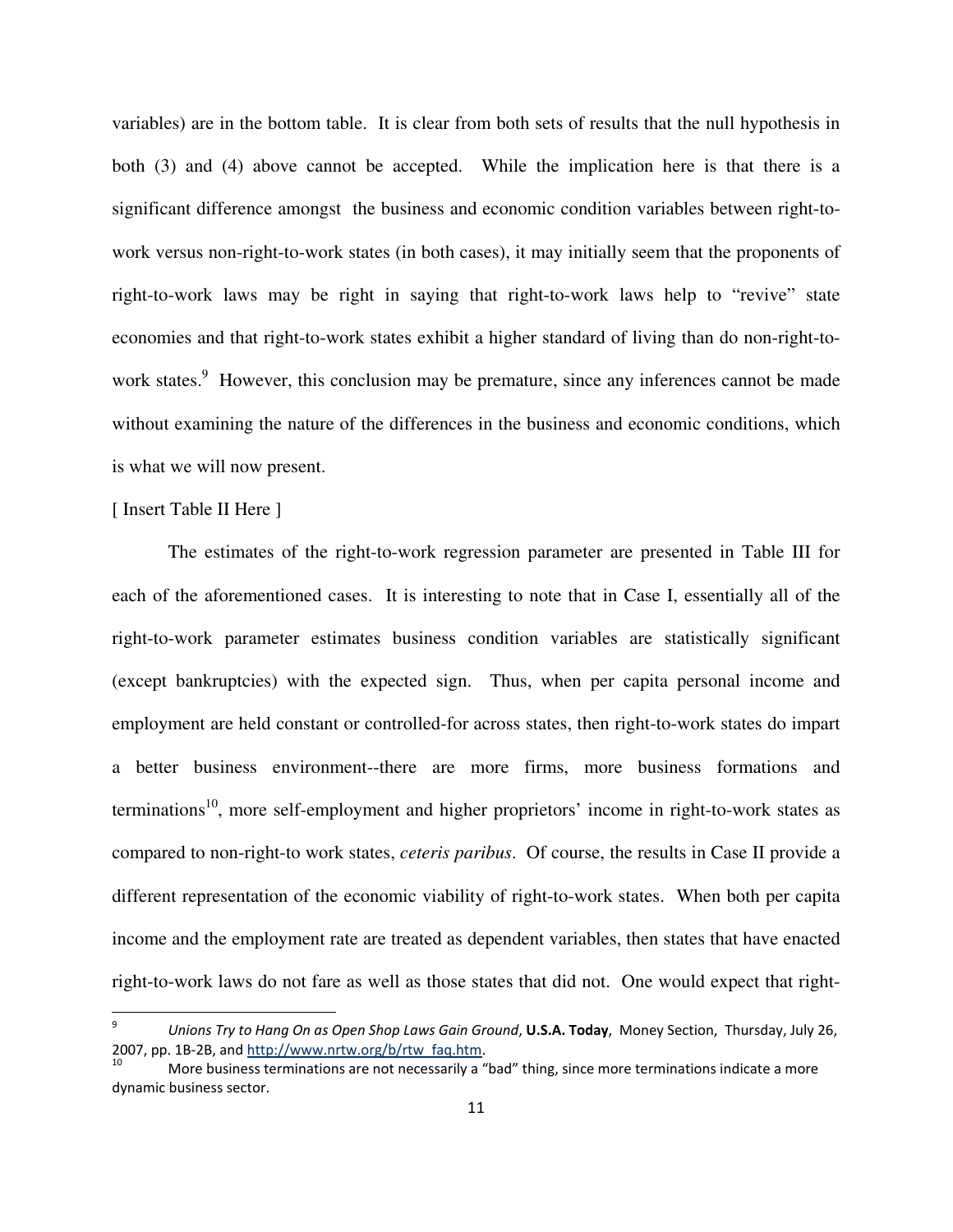variables) are in the bottom table. It is clear from both sets of results that the null hypothesis in both (3) and (4) above cannot be accepted. While the implication here is that there is a significant difference amongst the business and economic condition variables between right-to-work versus non-right-to-work states (in both cases), it may initially seem that the proponents of right-to-work laws may be right in saying that right-to-work laws help to "revive" state economies and that right-to-work states exhibit a higher standard of living than do non-right-to-work states.[9] However, this conclusion may be premature, since any inferences cannot be made without examining the nature of the differences in the business and economic conditions, which is what we will now present.

[ Insert Table II Here ]

The estimates of the right-to-work regression parameter are presented in Table III for each of the aforementioned cases. It is interesting to note that in Case I, essentially all of the right-to-work parameter estimates business condition variables are statistically significant (except bankruptcies) with the expected sign. Thus, when per capita personal income and employment are held constant or controlled-for across states, then right-to-work states do impart a better business environment--there are more firms, more business formations and terminations[10], more self-employment and higher proprietors' income in right-to-work states as compared to non-right-to work states, *ceteris paribus*. Of course, the results in Case II provide a different representation of the economic viability of right-to-work states. When both per capita income and the employment rate are treated as dependent variables, then states that have enacted right-to-work laws do not fare as well as those states that did not. One would expect that right-

[9] *Unions Try to Hang On as Open Shop Laws Gain Ground*, **U.S.A. Today**, Money Section, Thursday, July 26, 2007, pp. 1B-2B, and http://www.nrtw.org/b/rtw_faq.htm.

[10] More business terminations are not necessarily a "bad" thing, since more terminations indicate a more dynamic business sector.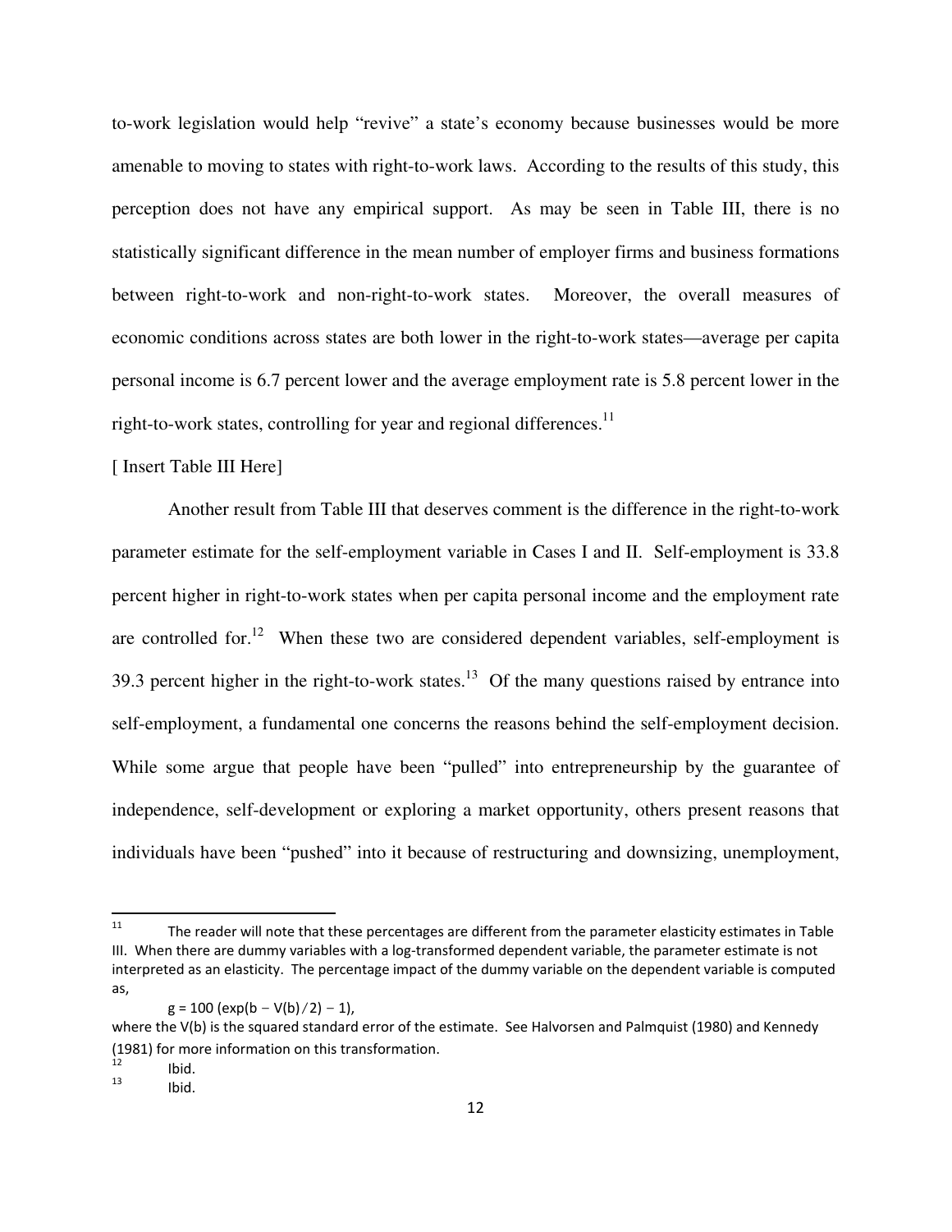to-work legislation would help "revive" a state's economy because businesses would be more amenable to moving to states with right-to-work laws. According to the results of this study, this perception does not have any empirical support. As may be seen in Table III, there is no statistically significant difference in the mean number of employer firms and business formations between right-to-work and non-right-to-work states. Moreover, the overall measures of economic conditions across states are both lower in the right-to-work states—average per capita personal income is 6.7 percent lower and the average employment rate is 5.8 percent lower in the right-to-work states, controlling for year and regional differences.[11]

[ Insert Table III Here]

Another result from Table III that deserves comment is the difference in the right-to-work parameter estimate for the self-employment variable in Cases I and II. Self-employment is 33.8 percent higher in right-to-work states when per capita personal income and the employment rate are controlled for.[12] When these two are considered dependent variables, self-employment is 39.3 percent higher in the right-to-work states.[13] Of the many questions raised by entrance into self-employment, a fundamental one concerns the reasons behind the self-employment decision. While some argue that people have been "pulled" into entrepreneurship by the guarantee of independence, self-development or exploring a market opportunity, others present reasons that individuals have been "pushed" into it because of restructuring and downsizing, unemployment,

---

[11] The reader will note that these percentages are different from the parameter elasticity estimates in Table III. When there are dummy variables with a log-transformed dependent variable, the parameter estimate is not interpreted as an elasticity. The percentage impact of the dummy variable on the dependent variable is computed as,

$$g = 100\,(\exp(b - V(b)/2) - 1),$$

where the $V(b)$ is the squared standard error of the estimate. See Halvorsen and Palmquist (1980) and Kennedy (1981) for more information on this transformation.

[12] Ibid.

[13] Ibid.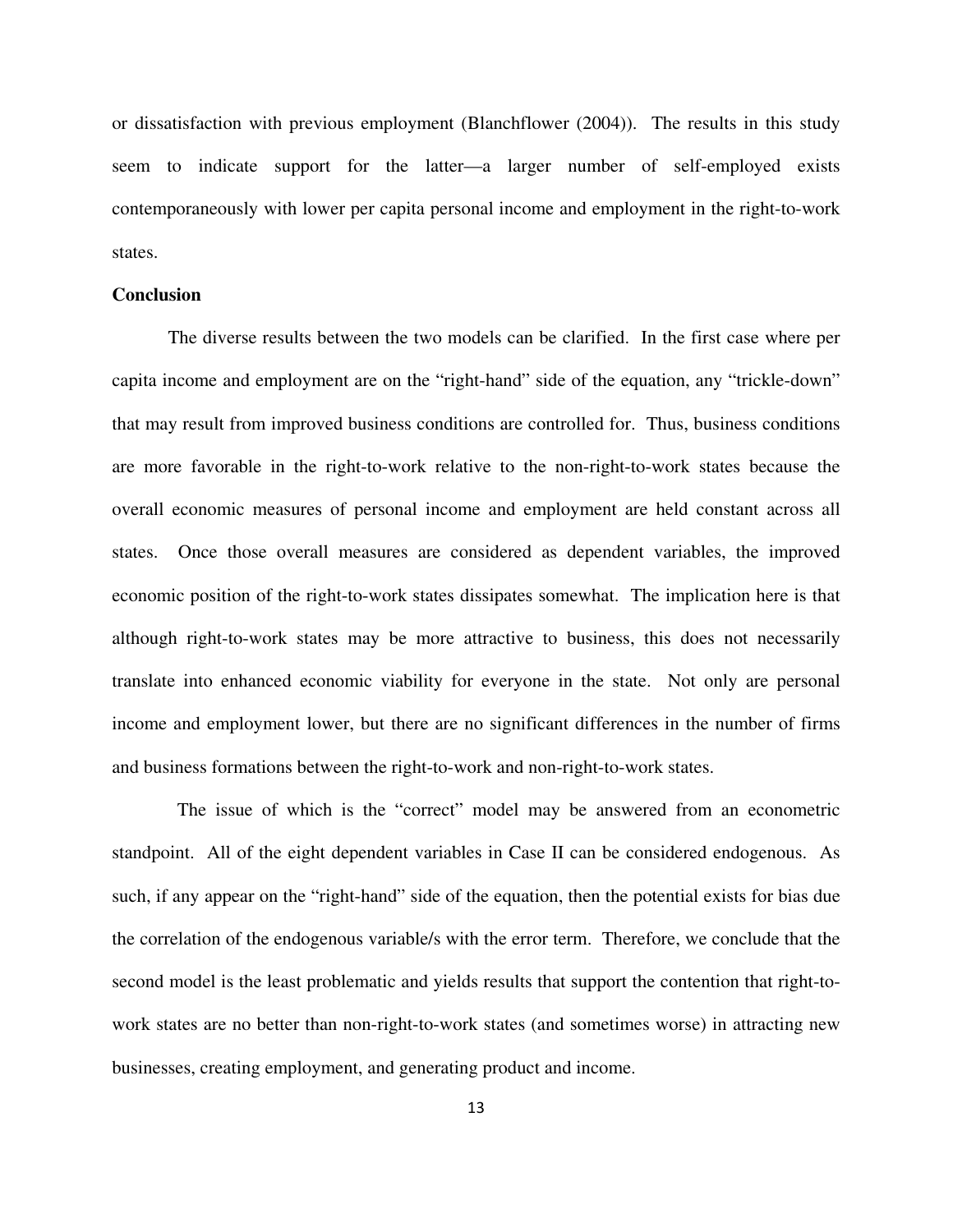or dissatisfaction with previous employment (Blanchflower (2004)). The results in this study seem to indicate support for the latter—a larger number of self-employed exists contemporaneously with lower per capita personal income and employment in the right-to-work states.

**Conclusion**

The diverse results between the two models can be clarified. In the first case where per capita income and employment are on the "right-hand" side of the equation, any "trickle-down" that may result from improved business conditions are controlled for. Thus, business conditions are more favorable in the right-to-work relative to the non-right-to-work states because the overall economic measures of personal income and employment are held constant across all states. Once those overall measures are considered as dependent variables, the improved economic position of the right-to-work states dissipates somewhat. The implication here is that although right-to-work states may be more attractive to business, this does not necessarily translate into enhanced economic viability for everyone in the state. Not only are personal income and employment lower, but there are no significant differences in the number of firms and business formations between the right-to-work and non-right-to-work states.

The issue of which is the "correct" model may be answered from an econometric standpoint. All of the eight dependent variables in Case II can be considered endogenous. As such, if any appear on the "right-hand" side of the equation, then the potential exists for bias due the correlation of the endogenous variable/s with the error term. Therefore, we conclude that the second model is the least problematic and yields results that support the contention that right-to-work states are no better than non-right-to-work states (and sometimes worse) in attracting new businesses, creating employment, and generating product and income.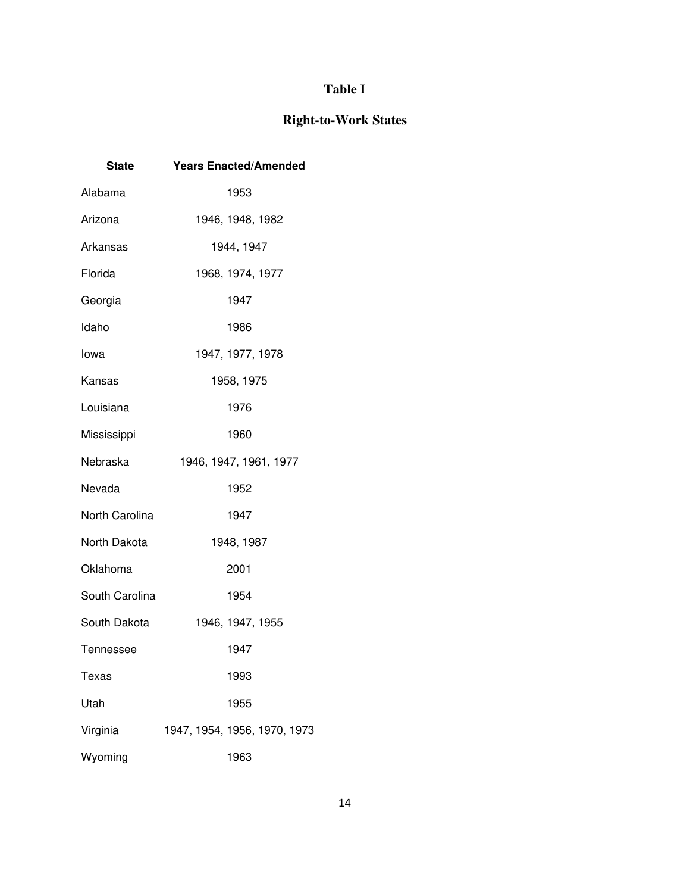# Table I

## Right-to-Work States

| State | Years Enacted/Amended |
|---|---|
| Alabama | 1953 |
| Arizona | 1946, 1948, 1982 |
| Arkansas | 1944, 1947 |
| Florida | 1968, 1974, 1977 |
| Georgia | 1947 |
| Idaho | 1986 |
| Iowa | 1947, 1977, 1978 |
| Kansas | 1958, 1975 |
| Louisiana | 1976 |
| Mississippi | 1960 |
| Nebraska | 1946, 1947, 1961, 1977 |
| Nevada | 1952 |
| North Carolina | 1947 |
| North Dakota | 1948, 1987 |
| Oklahoma | 2001 |
| South Carolina | 1954 |
| South Dakota | 1946, 1947, 1955 |
| Tennessee | 1947 |
| Texas | 1993 |
| Utah | 1955 |
| Virginia | 1947, 1954, 1956, 1970, 1973 |
| Wyoming | 1963 |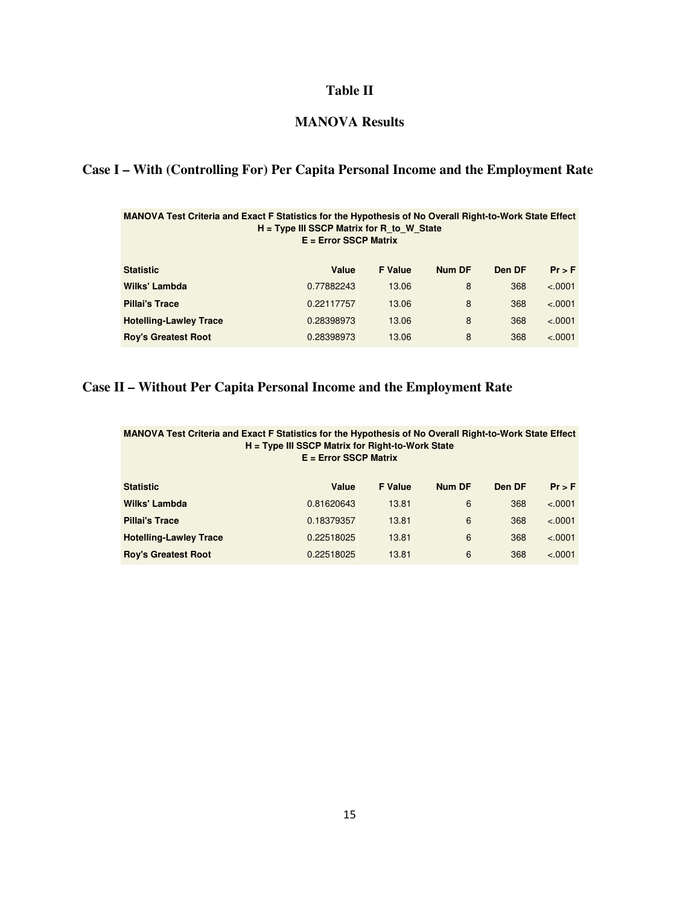# Table II

## MANOVA Results

### Case I – With (Controlling For) Per Capita Personal Income and the Employment Rate

**MANOVA Test Criteria and Exact F Statistics for the Hypothesis of No Overall Right-to-Work State Effect**
**H = Type III SSCP Matrix for R_to_W_State**
**E = Error SSCP Matrix**

| Statistic | Value | F Value | Num DF | Den DF | Pr > F |
|---|---|---|---|---|---|
| **Wilks' Lambda** | 0.77882243 | 13.06 | 8 | 368 | <.0001 |
| **Pillai's Trace** | 0.22117757 | 13.06 | 8 | 368 | <.0001 |
| **Hotelling-Lawley Trace** | 0.28398973 | 13.06 | 8 | 368 | <.0001 |
| **Roy's Greatest Root** | 0.28398973 | 13.06 | 8 | 368 | <.0001 |

### Case II – Without Per Capita Personal Income and the Employment Rate

**MANOVA Test Criteria and Exact F Statistics for the Hypothesis of No Overall Right-to-Work State Effect**
**H = Type III SSCP Matrix for Right-to-Work State**
**E = Error SSCP Matrix**

| Statistic | Value | F Value | Num DF | Den DF | Pr > F |
|---|---|---|---|---|---|
| **Wilks' Lambda** | 0.81620643 | 13.81 | 6 | 368 | <.0001 |
| **Pillai's Trace** | 0.18379357 | 13.81 | 6 | 368 | <.0001 |
| **Hotelling-Lawley Trace** | 0.22518025 | 13.81 | 6 | 368 | <.0001 |
| **Roy's Greatest Root** | 0.22518025 | 13.81 | 6 | 368 | <.0001 |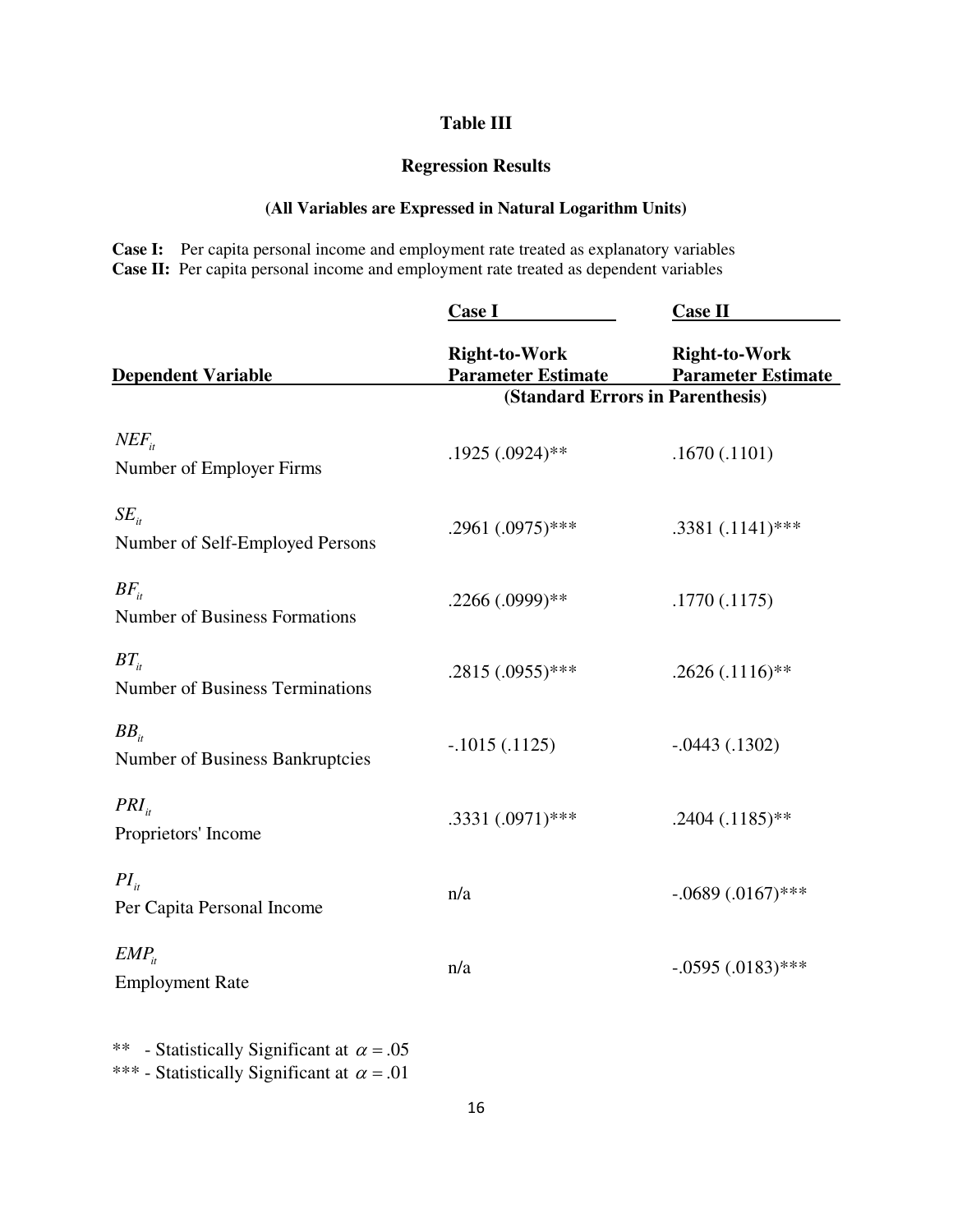**Table III**

**Regression Results**

**(All Variables are Expressed in Natural Logarithm Units)**

**Case I:** Per capita personal income and employment rate treated as explanatory variables
**Case II:** Per capita personal income and employment rate treated as dependent variables

| | Case I | Case II |
|---|---|---|
| **Dependent Variable** | **Right-to-Work Parameter Estimate** | **Right-to-Work Parameter Estimate** |
| | **(Standard Errors in Parenthesis)** | |
| $NEF_{it}$ Number of Employer Firms | .1925 (.0924)** | .1670 (.1101) |
| $SE_{it}$ Number of Self-Employed Persons | .2961 (.0975)*** | .3381 (.1141)*** |
| $BF_{it}$ Number of Business Formations | .2266 (.0999)** | .1770 (.1175) |
| $BT_{it}$ Number of Business Terminations | .2815 (.0955)*** | .2626 (.1116)** |
| $BB_{it}$ Number of Business Bankruptcies | -.1015 (.1125) | -.0443 (.1302) |
| $PRI_{it}$ Proprietors' Income | .3331 (.0971)*** | .2404 (.1185)** |
| $PI_{it}$ Per Capita Personal Income | n/a | -.0689 (.0167)*** |
| $EMP_{it}$ Employment Rate | n/a | -.0595 (.0183)*** |

** - Statistically Significant at $\alpha = .05$
*** - Statistically Significant at $\alpha = .01$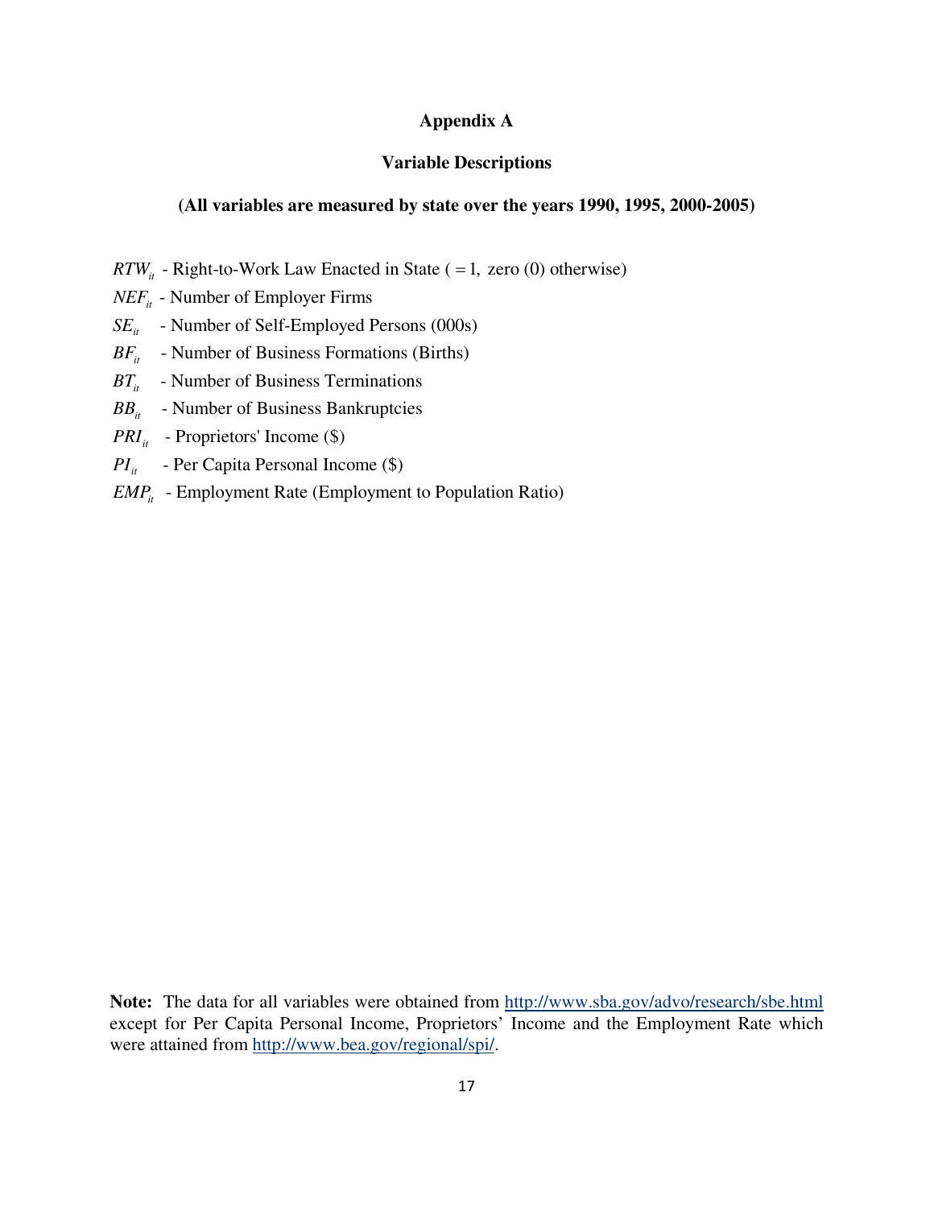# Appendix A

## Variable Descriptions

**(All variables are measured by state over the years 1990, 1995, 2000-2005)**

$RTW_{it}$ - Right-to-Work Law Enacted in State ( $= 1,$ zero (0) otherwise)

$NEF_{it}$ - Number of Employer Firms

$SE_{it}$ - Number of Self-Employed Persons (000s)

$BF_{it}$ - Number of Business Formations (Births)

$BT_{it}$ - Number of Business Terminations

$BB_{it}$ - Number of Business Bankruptcies

$PRI_{it}$ - Proprietors' Income ($)

$PI_{it}$ - Per Capita Personal Income ($)

$EMP_{it}$ - Employment Rate (Employment to Population Ratio)

**Note:** The data for all variables were obtained from http://www.sba.gov/advo/research/sbe.html except for Per Capita Personal Income, Proprietors' Income and the Employment Rate which were attained from http://www.bea.gov/regional/spi/.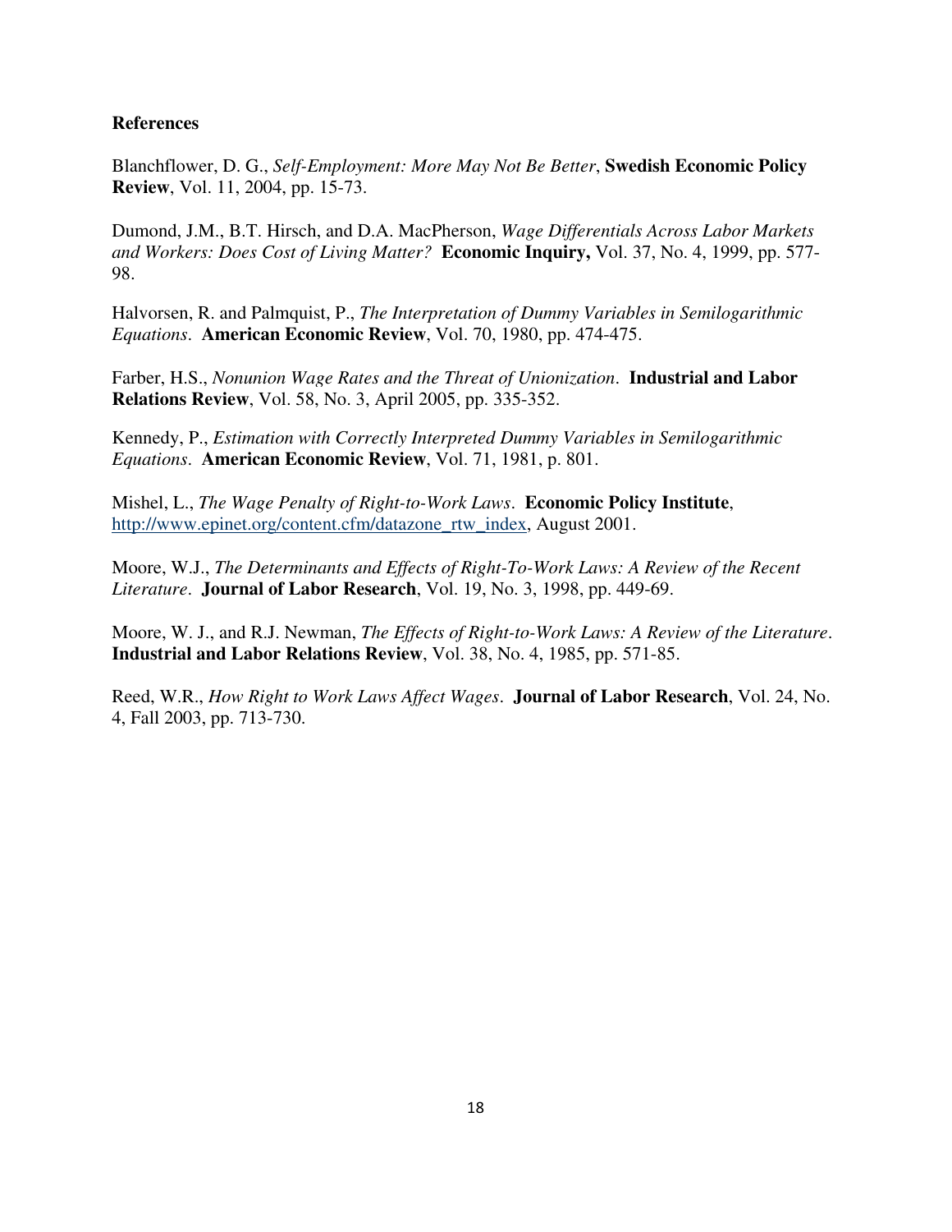## References

Blanchflower, D. G., *Self-Employment: More May Not Be Better*, **Swedish Economic Policy Review**, Vol. 11, 2004, pp. 15-73.

Dumond, J.M., B.T. Hirsch, and D.A. MacPherson, *Wage Differentials Across Labor Markets and Workers: Does Cost of Living Matter?* **Economic Inquiry,** Vol. 37, No. 4, 1999, pp. 577-98.

Halvorsen, R. and Palmquist, P., *The Interpretation of Dummy Variables in Semilogarithmic Equations*. **American Economic Review**, Vol. 70, 1980, pp. 474-475.

Farber, H.S., *Nonunion Wage Rates and the Threat of Unionization*. **Industrial and Labor Relations Review**, Vol. 58, No. 3, April 2005, pp. 335-352.

Kennedy, P., *Estimation with Correctly Interpreted Dummy Variables in Semilogarithmic Equations*. **American Economic Review**, Vol. 71, 1981, p. 801.

Mishel, L., *The Wage Penalty of Right-to-Work Laws*. **Economic Policy Institute**, [http://www.epinet.org/content.cfm/datazone_rtw_index](http://www.epinet.org/content.cfm/datazone_rtw_index), August 2001.

Moore, W.J., *The Determinants and Effects of Right-To-Work Laws: A Review of the Recent Literature*. **Journal of Labor Research**, Vol. 19, No. 3, 1998, pp. 449-69.

Moore, W. J., and R.J. Newman, *The Effects of Right-to-Work Laws: A Review of the Literature*. **Industrial and Labor Relations Review**, Vol. 38, No. 4, 1985, pp. 571-85.

Reed, W.R., *How Right to Work Laws Affect Wages*. **Journal of Labor Research**, Vol. 24, No. 4, Fall 2003, pp. 713-730.